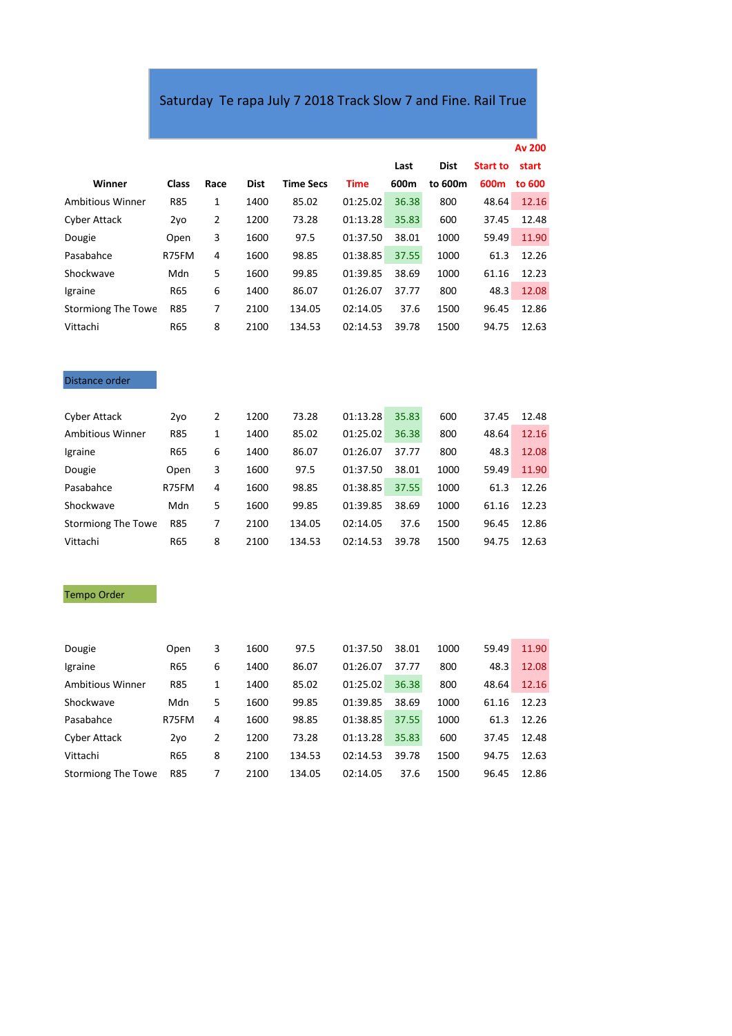# Saturday Te rapa July 7 2018 Track Slow 7 and Fine. Rail True

| Winner | Class | Race | Dist | Time Secs | Time | Last 600m | Dist to 600m | Start to 600m | Av 200 start to 600 |
|---|---|---|---|---|---|---|---|---|---|
| Ambitious Winner | R85 | 1 | 1400 | 85.02 | 01:25.02 | 36.38 | 800 | 48.64 | 12.16 |
| Cyber Attack | 2yo | 2 | 1200 | 73.28 | 01:13.28 | 35.83 | 600 | 37.45 | 12.48 |
| Dougie | Open | 3 | 1600 | 97.5 | 01:37.50 | 38.01 | 1000 | 59.49 | 11.90 |
| Pasabahce | R75FM | 4 | 1600 | 98.85 | 01:38.85 | 37.55 | 1000 | 61.3 | 12.26 |
| Shockwave | Mdn | 5 | 1600 | 99.85 | 01:39.85 | 38.69 | 1000 | 61.16 | 12.23 |
| Igraine | R65 | 6 | 1400 | 86.07 | 01:26.07 | 37.77 | 800 | 48.3 | 12.08 |
| Stormiong The Towe | R85 | 7 | 2100 | 134.05 | 02:14.05 | 37.6 | 1500 | 96.45 | 12.86 |
| Vittachi | R65 | 8 | 2100 | 134.53 | 02:14.53 | 39.78 | 1500 | 94.75 | 12.63 |

## Distance order

| Winner | Class | Race | Dist | Time Secs | Time | Last 600m | Dist to 600m | Start to 600m | Av 200 start to 600 |
|---|---|---|---|---|---|---|---|---|---|
| Cyber Attack | 2yo | 2 | 1200 | 73.28 | 01:13.28 | 35.83 | 600 | 37.45 | 12.48 |
| Ambitious Winner | R85 | 1 | 1400 | 85.02 | 01:25.02 | 36.38 | 800 | 48.64 | 12.16 |
| Igraine | R65 | 6 | 1400 | 86.07 | 01:26.07 | 37.77 | 800 | 48.3 | 12.08 |
| Dougie | Open | 3 | 1600 | 97.5 | 01:37.50 | 38.01 | 1000 | 59.49 | 11.90 |
| Pasabahce | R75FM | 4 | 1600 | 98.85 | 01:38.85 | 37.55 | 1000 | 61.3 | 12.26 |
| Shockwave | Mdn | 5 | 1600 | 99.85 | 01:39.85 | 38.69 | 1000 | 61.16 | 12.23 |
| Stormiong The Towe | R85 | 7 | 2100 | 134.05 | 02:14.05 | 37.6 | 1500 | 96.45 | 12.86 |
| Vittachi | R65 | 8 | 2100 | 134.53 | 02:14.53 | 39.78 | 1500 | 94.75 | 12.63 |

## Tempo Order

| Winner | Class | Race | Dist | Time Secs | Time | Last 600m | Dist to 600m | Start to 600m | Av 200 start to 600 |
|---|---|---|---|---|---|---|---|---|---|
| Dougie | Open | 3 | 1600 | 97.5 | 01:37.50 | 38.01 | 1000 | 59.49 | 11.90 |
| Igraine | R65 | 6 | 1400 | 86.07 | 01:26.07 | 37.77 | 800 | 48.3 | 12.08 |
| Ambitious Winner | R85 | 1 | 1400 | 85.02 | 01:25.02 | 36.38 | 800 | 48.64 | 12.16 |
| Shockwave | Mdn | 5 | 1600 | 99.85 | 01:39.85 | 38.69 | 1000 | 61.16 | 12.23 |
| Pasabahce | R75FM | 4 | 1600 | 98.85 | 01:38.85 | 37.55 | 1000 | 61.3 | 12.26 |
| Cyber Attack | 2yo | 2 | 1200 | 73.28 | 01:13.28 | 35.83 | 600 | 37.45 | 12.48 |
| Vittachi | R65 | 8 | 2100 | 134.53 | 02:14.53 | 39.78 | 1500 | 94.75 | 12.63 |
| Stormiong The Towe | R85 | 7 | 2100 | 134.05 | 02:14.05 | 37.6 | 1500 | 96.45 | 12.86 |